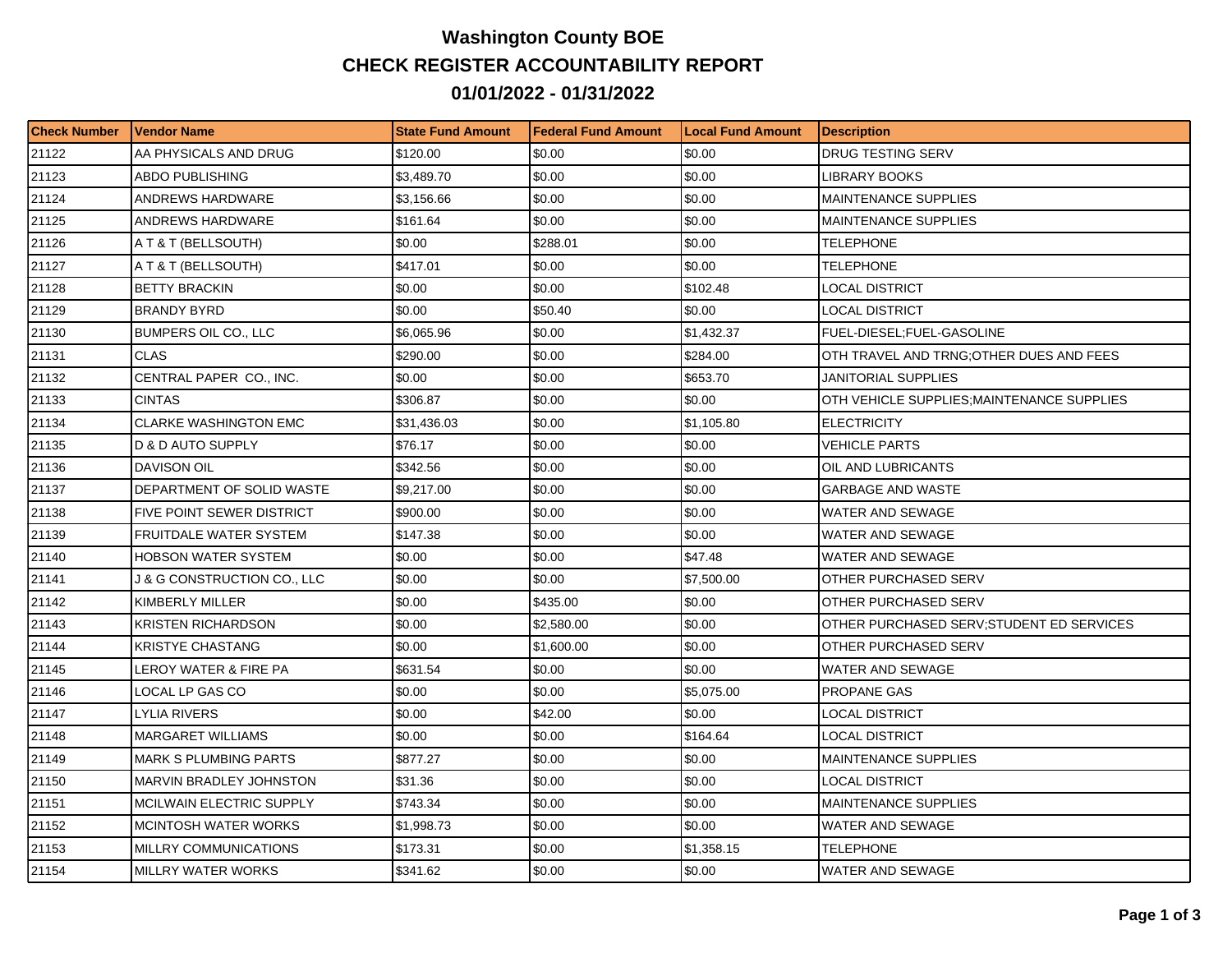# Washington County BOE

## CHECK REGISTER ACCOUNTABILITY REPORT

## 01/01/2022 - 01/31/2022

| Check Number | Vendor Name | State Fund Amount | Federal Fund Amount | Local Fund Amount | Description |
|---|---|---|---|---|---|
| 21122 | AA PHYSICALS AND DRUG | $120.00 | $0.00 | $0.00 | DRUG TESTING SERV |
| 21123 | ABDO PUBLISHING | $3,489.70 | $0.00 | $0.00 | LIBRARY BOOKS |
| 21124 | ANDREWS HARDWARE | $3,156.66 | $0.00 | $0.00 | MAINTENANCE SUPPLIES |
| 21125 | ANDREWS HARDWARE | $161.64 | $0.00 | $0.00 | MAINTENANCE SUPPLIES |
| 21126 | A T & T (BELLSOUTH) | $0.00 | $288.01 | $0.00 | TELEPHONE |
| 21127 | A T & T (BELLSOUTH) | $417.01 | $0.00 | $0.00 | TELEPHONE |
| 21128 | BETTY BRACKIN | $0.00 | $0.00 | $102.48 | LOCAL DISTRICT |
| 21129 | BRANDY BYRD | $0.00 | $50.40 | $0.00 | LOCAL DISTRICT |
| 21130 | BUMPERS OIL CO., LLC | $6,065.96 | $0.00 | $1,432.37 | FUEL-DIESEL;FUEL-GASOLINE |
| 21131 | CLAS | $290.00 | $0.00 | $284.00 | OTH TRAVEL AND TRNG;OTHER DUES AND FEES |
| 21132 | CENTRAL PAPER CO., INC. | $0.00 | $0.00 | $653.70 | JANITORIAL SUPPLIES |
| 21133 | CINTAS | $306.87 | $0.00 | $0.00 | OTH VEHICLE SUPPLIES;MAINTENANCE SUPPLIES |
| 21134 | CLARKE WASHINGTON EMC | $31,436.03 | $0.00 | $1,105.80 | ELECTRICITY |
| 21135 | D & D AUTO SUPPLY | $76.17 | $0.00 | $0.00 | VEHICLE PARTS |
| 21136 | DAVISON OIL | $342.56 | $0.00 | $0.00 | OIL AND LUBRICANTS |
| 21137 | DEPARTMENT OF SOLID WASTE | $9,217.00 | $0.00 | $0.00 | GARBAGE AND WASTE |
| 21138 | FIVE POINT SEWER DISTRICT | $900.00 | $0.00 | $0.00 | WATER AND SEWAGE |
| 21139 | FRUITDALE WATER SYSTEM | $147.38 | $0.00 | $0.00 | WATER AND SEWAGE |
| 21140 | HOBSON WATER SYSTEM | $0.00 | $0.00 | $47.48 | WATER AND SEWAGE |
| 21141 | J & G CONSTRUCTION CO., LLC | $0.00 | $0.00 | $7,500.00 | OTHER PURCHASED SERV |
| 21142 | KIMBERLY MILLER | $0.00 | $435.00 | $0.00 | OTHER PURCHASED SERV |
| 21143 | KRISTEN RICHARDSON | $0.00 | $2,580.00 | $0.00 | OTHER PURCHASED SERV;STUDENT ED SERVICES |
| 21144 | KRISTYE CHASTANG | $0.00 | $1,600.00 | $0.00 | OTHER PURCHASED SERV |
| 21145 | LEROY WATER & FIRE PA | $631.54 | $0.00 | $0.00 | WATER AND SEWAGE |
| 21146 | LOCAL LP GAS CO | $0.00 | $0.00 | $5,075.00 | PROPANE GAS |
| 21147 | LYLIA RIVERS | $0.00 | $42.00 | $0.00 | LOCAL DISTRICT |
| 21148 | MARGARET WILLIAMS | $0.00 | $0.00 | $164.64 | LOCAL DISTRICT |
| 21149 | MARK S PLUMBING PARTS | $877.27 | $0.00 | $0.00 | MAINTENANCE SUPPLIES |
| 21150 | MARVIN BRADLEY JOHNSTON | $31.36 | $0.00 | $0.00 | LOCAL DISTRICT |
| 21151 | MCILWAIN ELECTRIC SUPPLY | $743.34 | $0.00 | $0.00 | MAINTENANCE SUPPLIES |
| 21152 | MCINTOSH WATER WORKS | $1,998.73 | $0.00 | $0.00 | WATER AND SEWAGE |
| 21153 | MILLRY COMMUNICATIONS | $173.31 | $0.00 | $1,358.15 | TELEPHONE |
| 21154 | MILLRY WATER WORKS | $341.62 | $0.00 | $0.00 | WATER AND SEWAGE |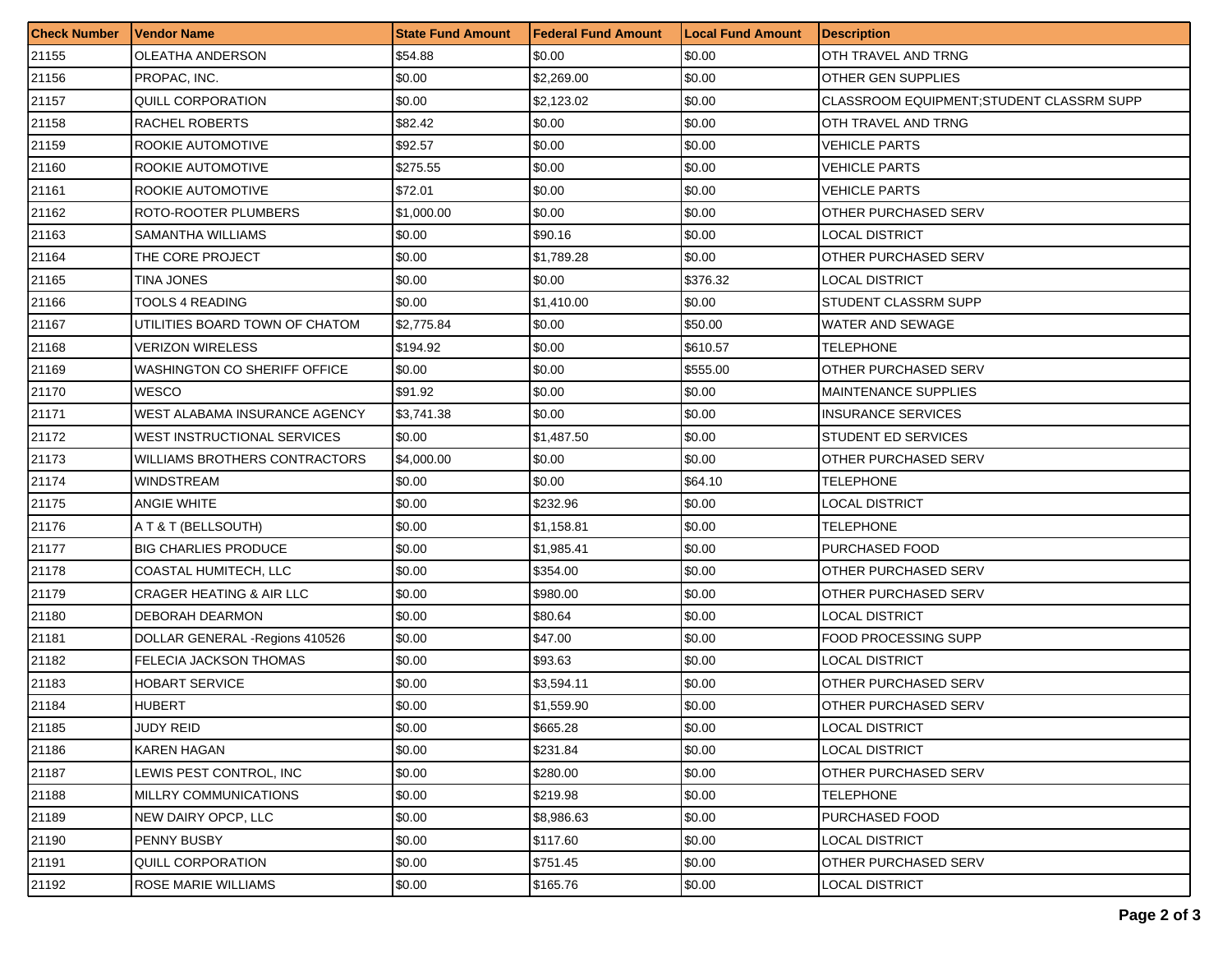| Check Number | Vendor Name | State Fund Amount | Federal Fund Amount | Local Fund Amount | Description |
|---|---|---|---|---|---|
| 21155 | OLEATHA ANDERSON | $54.88 | $0.00 | $0.00 | OTH TRAVEL AND TRNG |
| 21156 | PROPAC, INC. | $0.00 | $2,269.00 | $0.00 | OTHER GEN SUPPLIES |
| 21157 | QUILL CORPORATION | $0.00 | $2,123.02 | $0.00 | CLASSROOM EQUIPMENT;STUDENT CLASSRM SUPP |
| 21158 | RACHEL ROBERTS | $82.42 | $0.00 | $0.00 | OTH TRAVEL AND TRNG |
| 21159 | ROOKIE AUTOMOTIVE | $92.57 | $0.00 | $0.00 | VEHICLE PARTS |
| 21160 | ROOKIE AUTOMOTIVE | $275.55 | $0.00 | $0.00 | VEHICLE PARTS |
| 21161 | ROOKIE AUTOMOTIVE | $72.01 | $0.00 | $0.00 | VEHICLE PARTS |
| 21162 | ROTO-ROOTER PLUMBERS | $1,000.00 | $0.00 | $0.00 | OTHER PURCHASED SERV |
| 21163 | SAMANTHA WILLIAMS | $0.00 | $90.16 | $0.00 | LOCAL DISTRICT |
| 21164 | THE CORE PROJECT | $0.00 | $1,789.28 | $0.00 | OTHER PURCHASED SERV |
| 21165 | TINA JONES | $0.00 | $0.00 | $376.32 | LOCAL DISTRICT |
| 21166 | TOOLS 4 READING | $0.00 | $1,410.00 | $0.00 | STUDENT CLASSRM SUPP |
| 21167 | UTILITIES BOARD TOWN OF CHATOM | $2,775.84 | $0.00 | $50.00 | WATER AND SEWAGE |
| 21168 | VERIZON WIRELESS | $194.92 | $0.00 | $610.57 | TELEPHONE |
| 21169 | WASHINGTON CO SHERIFF OFFICE | $0.00 | $0.00 | $555.00 | OTHER PURCHASED SERV |
| 21170 | WESCO | $91.92 | $0.00 | $0.00 | MAINTENANCE SUPPLIES |
| 21171 | WEST ALABAMA INSURANCE AGENCY | $3,741.38 | $0.00 | $0.00 | INSURANCE SERVICES |
| 21172 | WEST INSTRUCTIONAL SERVICES | $0.00 | $1,487.50 | $0.00 | STUDENT ED SERVICES |
| 21173 | WILLIAMS BROTHERS CONTRACTORS | $4,000.00 | $0.00 | $0.00 | OTHER PURCHASED SERV |
| 21174 | WINDSTREAM | $0.00 | $0.00 | $64.10 | TELEPHONE |
| 21175 | ANGIE WHITE | $0.00 | $232.96 | $0.00 | LOCAL DISTRICT |
| 21176 | A T & T (BELLSOUTH) | $0.00 | $1,158.81 | $0.00 | TELEPHONE |
| 21177 | BIG CHARLIES PRODUCE | $0.00 | $1,985.41 | $0.00 | PURCHASED FOOD |
| 21178 | COASTAL HUMITECH, LLC | $0.00 | $354.00 | $0.00 | OTHER PURCHASED SERV |
| 21179 | CRAGER HEATING & AIR LLC | $0.00 | $980.00 | $0.00 | OTHER PURCHASED SERV |
| 21180 | DEBORAH DEARMON | $0.00 | $80.64 | $0.00 | LOCAL DISTRICT |
| 21181 | DOLLAR GENERAL -Regions 410526 | $0.00 | $47.00 | $0.00 | FOOD PROCESSING SUPP |
| 21182 | FELECIA JACKSON THOMAS | $0.00 | $93.63 | $0.00 | LOCAL DISTRICT |
| 21183 | HOBART SERVICE | $0.00 | $3,594.11 | $0.00 | OTHER PURCHASED SERV |
| 21184 | HUBERT | $0.00 | $1,559.90 | $0.00 | OTHER PURCHASED SERV |
| 21185 | JUDY REID | $0.00 | $665.28 | $0.00 | LOCAL DISTRICT |
| 21186 | KAREN HAGAN | $0.00 | $231.84 | $0.00 | LOCAL DISTRICT |
| 21187 | LEWIS PEST CONTROL, INC | $0.00 | $280.00 | $0.00 | OTHER PURCHASED SERV |
| 21188 | MILLRY COMMUNICATIONS | $0.00 | $219.98 | $0.00 | TELEPHONE |
| 21189 | NEW DAIRY OPCP, LLC | $0.00 | $8,986.63 | $0.00 | PURCHASED FOOD |
| 21190 | PENNY BUSBY | $0.00 | $117.60 | $0.00 | LOCAL DISTRICT |
| 21191 | QUILL CORPORATION | $0.00 | $751.45 | $0.00 | OTHER PURCHASED SERV |
| 21192 | ROSE MARIE WILLIAMS | $0.00 | $165.76 | $0.00 | LOCAL DISTRICT |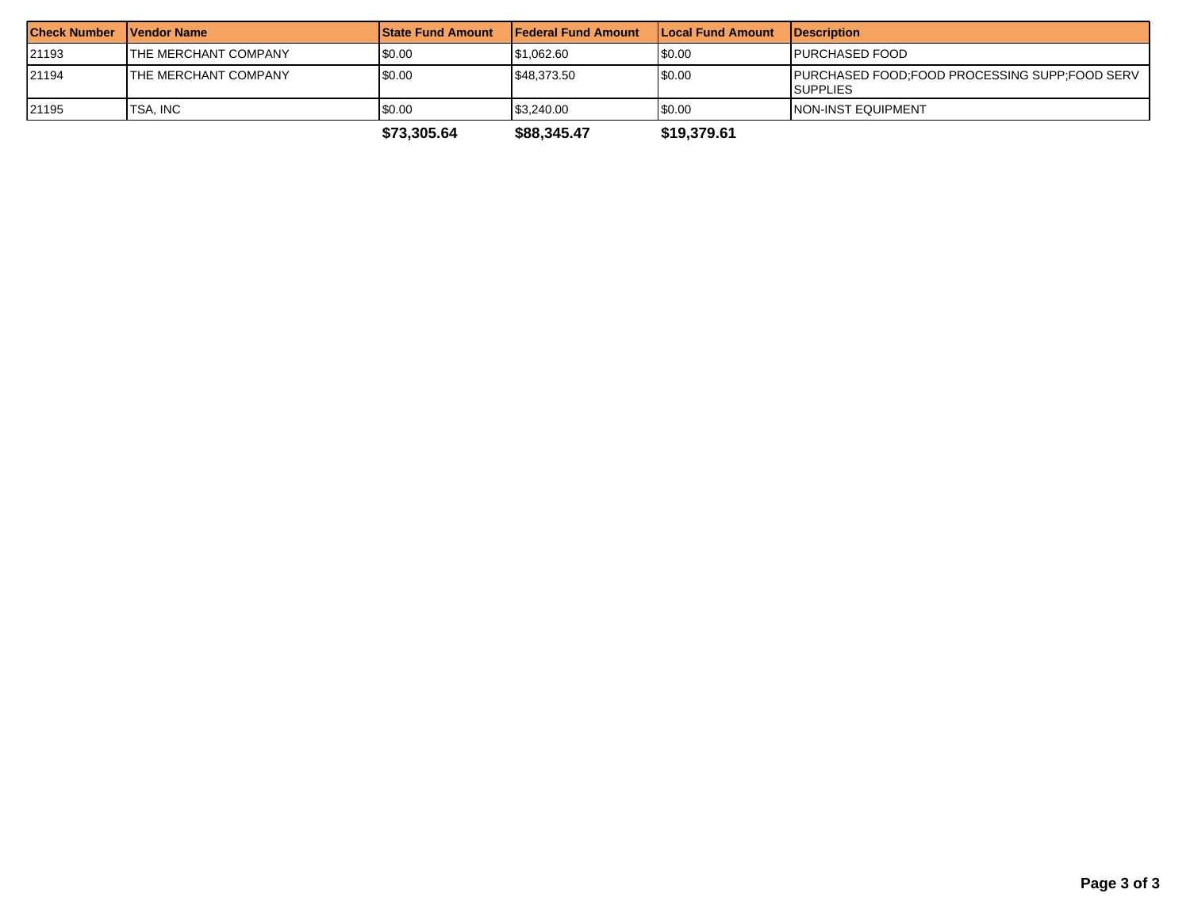| Check Number | Vendor Name | State Fund Amount | Federal Fund Amount | Local Fund Amount | Description |
|---|---|---|---|---|---|
| 21193 | THE MERCHANT COMPANY | $0.00 | $1,062.60 | $0.00 | PURCHASED FOOD |
| 21194 | THE MERCHANT COMPANY | $0.00 | $48,373.50 | $0.00 | PURCHASED FOOD;FOOD PROCESSING SUPP;FOOD SERV SUPPLIES |
| 21195 | TSA, INC | $0.00 | $3,240.00 | $0.00 | NON-INST EQUIPMENT |
| | | **$73,305.64** | **$88,345.47** | **$19,379.61** | |